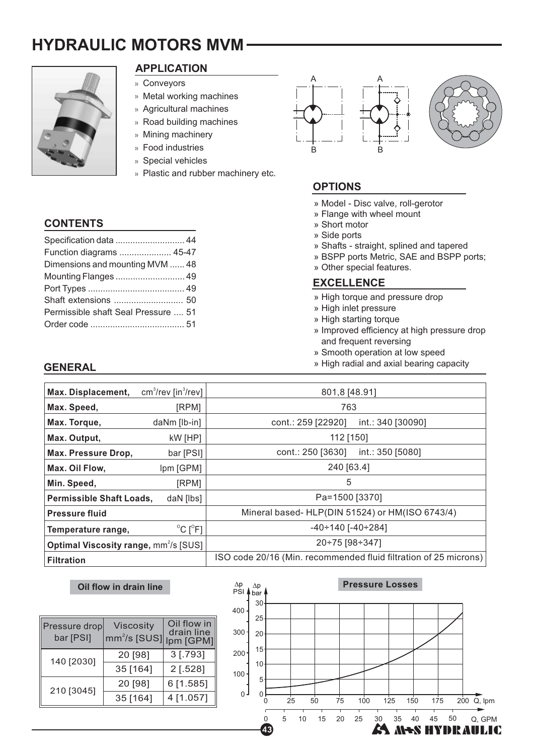# HYDRAULIC MOTORS MVM

## APPLICATION

- Conveyors
- Metal working machines
- Agricultural machines
- Road building machines
- Mining machinery
- Food industries
- Special vehicles
- Plastic and rubber machinery etc.

## CONTENTS

| | |
|---|---|
| Specification data | 44 |
| Function diagrams | 45-47 |
| Dimensions and mounting MVM | 48 |
| Mounting Flanges | 49 |
| Port Types | 49 |
| Shaft extensions | 50 |
| Permissible shaft Seal Pressure | 51 |
| Order code | 51 |

## OPTIONS

- Model - Disc valve, roll-gerotor
- Flange with wheel mount
- Short motor
- Side ports
- Shafts - straight, splined and tapered
- BSPP ports Metric, SAE and BSPP ports;
- Other special features.

## EXCELLENCE

- High torque and pressure drop
- High inlet pressure
- High starting torque
- Improved efficiency at high pressure drop and frequent reversing
- Smooth operation at low speed
- High radial and axial bearing capacity

## GENERAL

| | |
|---|---|
| **Max. Displacement,** cm³/rev [in³/rev] | 801,8 [48.91] |
| **Max. Speed,** [RPM] | 763 |
| **Max. Torque,** daNm [lb-in] | cont.: 259 [22920] int.: 340 [30090] |
| **Max. Output,** kW [HP] | 112 [150] |
| **Max. Pressure Drop,** bar [PSI] | cont.: 250 [3630] int.: 350 [5080] |
| **Max. Oil Flow,** lpm [GPM] | 240 [63.4] |
| **Min. Speed,** [RPM] | 5 |
| **Permissible Shaft Loads,** daN [lbs] | Pa=1500 [3370] |
| **Pressure fluid** | Mineral based- HLP(DIN 51524) or HM(ISO 6743/4) |
| **Temperature range,** °C [°F] | -40÷140 [-40÷284] |
| **Optimal Viscosity range,** mm²/s [SUS] | 20÷75 [98÷347] |
| **Filtration** | ISO code 20/16 (Min. recommended fluid filtration of 25 microns) |

**Oil flow in drain line**

| Pressure drop bar [PSI] | Viscosity mm²/s [SUS] | Oil flow in drain line lpm [GPM] |
|---|---|---|
| 140 [2030] | 20 [98] | 3 [.793] |
| | 35 [164] | 2 [.528] |
| 210 [3045] | 20 [98] | 6 [1.585] |
| | 35 [164] | 4 [1.057] |

**Pressure Losses**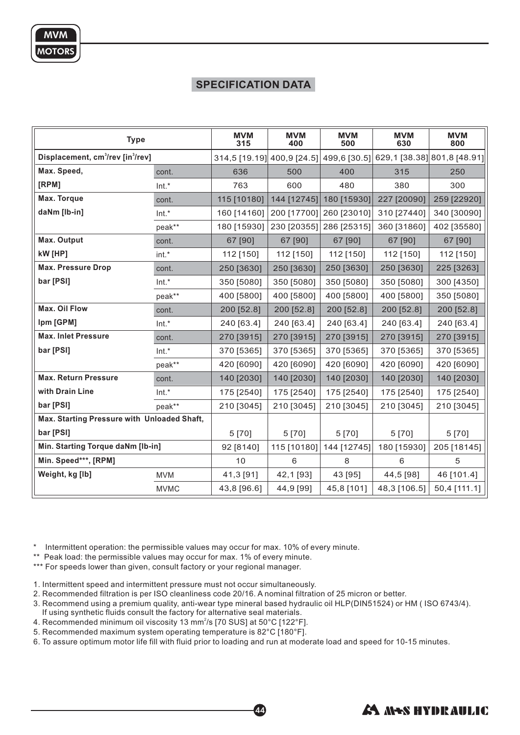## SPECIFICATION DATA

| Type | | MVM 315 | MVM 400 | MVM 500 | MVM 630 | MVM 800 |
|---|---|---|---|---|---|---|
| Displacement, $cm^3$/rev [$in^3$/rev] | | 314,5 [19.19] | 400,9 [24.5] | 499,6 [30.5] | 629,1 [38.38] | 801,8 [48.91] |
| Max. Speed, [RPM] | cont. | 636 | 500 | 400 | 315 | 250 |
| | Int.* | 763 | 600 | 480 | 380 | 300 |
| Max. Torque daNm [lb-in] | cont. | 115 [10180] | 144 [12745] | 180 [15930] | 227 [20090] | 259 [22920] |
| | Int.* | 160 [14160] | 200 [17700] | 260 [23010] | 310 [27440] | 340 [30090] |
| | peak** | 180 [15930] | 230 [20355] | 286 [25315] | 360 [31860] | 402 [35580] |
| Max. Output kW [HP] | cont. | 67 [90] | 67 [90] | 67 [90] | 67 [90] | 67 [90] |
| | int.* | 112 [150] | 112 [150] | 112 [150] | 112 [150] | 112 [150] |
| Max. Pressure Drop bar [PSI] | cont. | 250 [3630] | 250 [3630] | 250 [3630] | 250 [3630] | 225 [3263] |
| | Int.* | 350 [5080] | 350 [5080] | 350 [5080] | 350 [5080] | 300 [4350] |
| | peak** | 400 [5800] | 400 [5800] | 400 [5800] | 400 [5800] | 350 [5080] |
| Max. Oil Flow lpm [GPM] | cont. | 200 [52.8] | 200 [52.8] | 200 [52.8] | 200 [52.8] | 200 [52.8] |
| | Int.* | 240 [63.4] | 240 [63.4] | 240 [63.4] | 240 [63.4] | 240 [63.4] |
| Max. Inlet Pressure bar [PSI] | cont. | 270 [3915] | 270 [3915] | 270 [3915] | 270 [3915] | 270 [3915] |
| | Int.* | 370 [5365] | 370 [5365] | 370 [5365] | 370 [5365] | 370 [5365] |
| | peak** | 420 [6090] | 420 [6090] | 420 [6090] | 420 [6090] | 420 [6090] |
| Max. Return Pressure with Drain Line bar [PSI] | cont. | 140 [2030] | 140 [2030] | 140 [2030] | 140 [2030] | 140 [2030] |
| | Int.* | 175 [2540] | 175 [2540] | 175 [2540] | 175 [2540] | 175 [2540] |
| | peak** | 210 [3045] | 210 [3045] | 210 [3045] | 210 [3045] | 210 [3045] |
| Max. Starting Pressure with Unloaded Shaft, bar [PSI] | | 5 [70] | 5 [70] | 5 [70] | 5 [70] | 5 [70] |
| Min. Starting Torque daNm [lb-in] | | 92 [8140] | 115 [10180] | 144 [12745] | 180 [15930] | 205 [18145] |
| Min. Speed***, [RPM] | | 10 | 6 | 8 | 6 | 5 |
| Weight, kg [lb] | MVM | 41,3 [91] | 42,1 [93] | 43 [95] | 44,5 [98] | 46 [101.4] |
| | MVMC | 43,8 [96.6] | 44,9 [99] | 45,8 [101] | 48,3 [106.5] | 50,4 [111.1] |

\* Intermittent operation: the permissible values may occur for max. 10% of every minute.
\*\* Peak load: the permissible values may occur for max. 1% of every minute.
\*\*\* For speeds lower than given, consult factory or your regional manager.

1. Intermittent speed and intermittent pressure must not occur simultaneously.
2. Recommended filtration is per ISO cleanliness code 20/16. A nominal filtration of 25 micron or better.
3. Recommend using a premium quality, anti-wear type mineral based hydraulic oil HLP(DIN51524) or HM ( ISO 6743/4). If using synthetic fluids consult the factory for alternative seal materials.
4. Recommended minimum oil viscosity 13 $mm^2$/s [70 SUS] at 50°C [122°F].
5. Recommended maximum system operating temperature is 82°C [180°F].
6. To assure optimum motor life fill with fluid prior to loading and run at moderate load and speed for 10-15 minutes.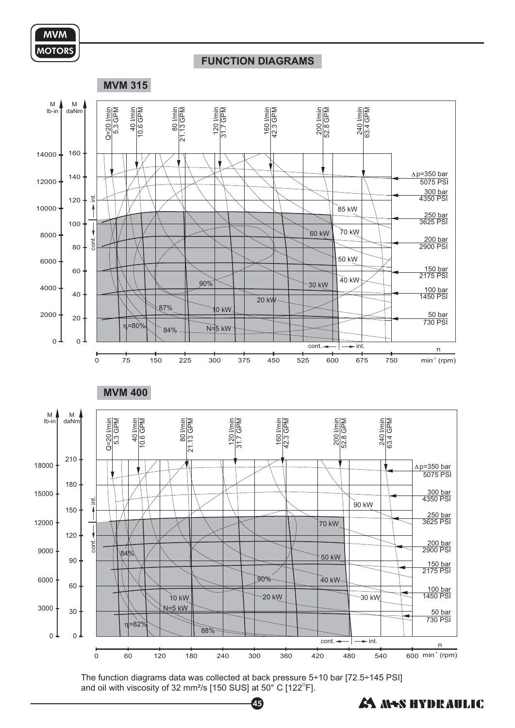# FUNCTION DIAGRAMS

## MVM 315

## MVM 400

The function diagrams data was collected at back pressure 5÷10 bar [72.5÷145 PSI] and oil with viscosity of 32 mm²/s [150 SUS] at 50° C [122°F].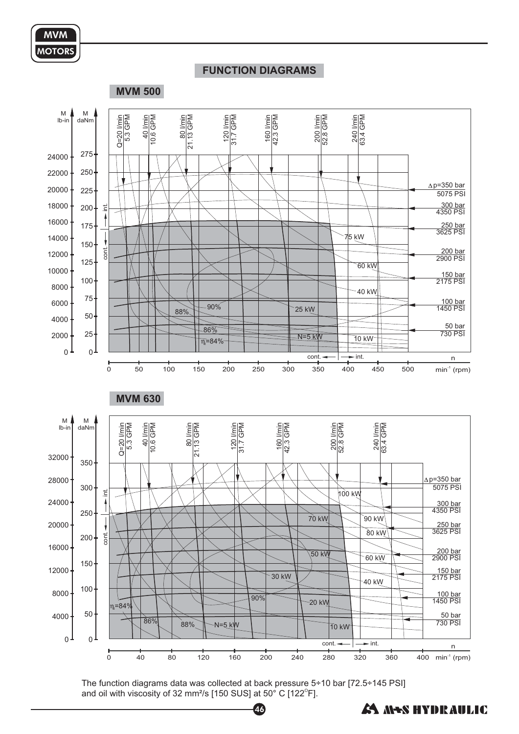## FUNCTION DIAGRAMS

### MVM 500

M lb-in | M daNm

Q=20 l/min 5.3 GPM | 40 l/min 10.6 GPM | 80 l/min 21.13 GPM | 120 l/min 31.7 GPM | 160 l/min 42.3 GPM | 200 l/min 52.8 GPM | 240 l/min 63.4 GPM

Δp=350 bar 5075 PSI | 300 bar 4350 PSI | 250 bar 3625 PSI | 200 bar 2900 PSI | 150 bar 2175 PSI | 100 bar 1450 PSI | 50 bar 730 PSI

75 kW | 60 kW | 40 kW | 25 kW | N=5 kW | 10 kW

90% | 88% | 86% | $\eta_t$=84%

int. | cont.

n min$^{-1}$ (rpm)

### MVM 630

M lb-in | M daNm

Q=20 l/min 5.3 GPM | 40 l/min 10.6 GPM | 80 l/min 21.13 GPM | 120 l/min 31.7 GPM | 160 l/min 42.3 GPM | 200 l/min 52.8 GPM | 240 l/min 63.4 GPM

Δp=350 bar 5075 PSI | 300 bar 4350 PSI | 250 bar 3625 PSI | 200 bar 2900 PSI | 150 bar 2175 PSI | 100 bar 1450 PSI | 50 bar 730 PSI

100 kW | 90 kW | 80 kW | 70 kW | 60 kW | 50 kW | 40 kW | 30 kW | 20 kW | 10 kW | N=5 kW

90% | 88% | 86% | $\eta_t$=84%

int. | cont.

n min$^{-1}$ (rpm)

The function diagrams data was collected at back pressure 5÷10 bar [72.5÷145 PSI] and oil with viscosity of 32 mm²/s [150 SUS] at 50° C [122°F].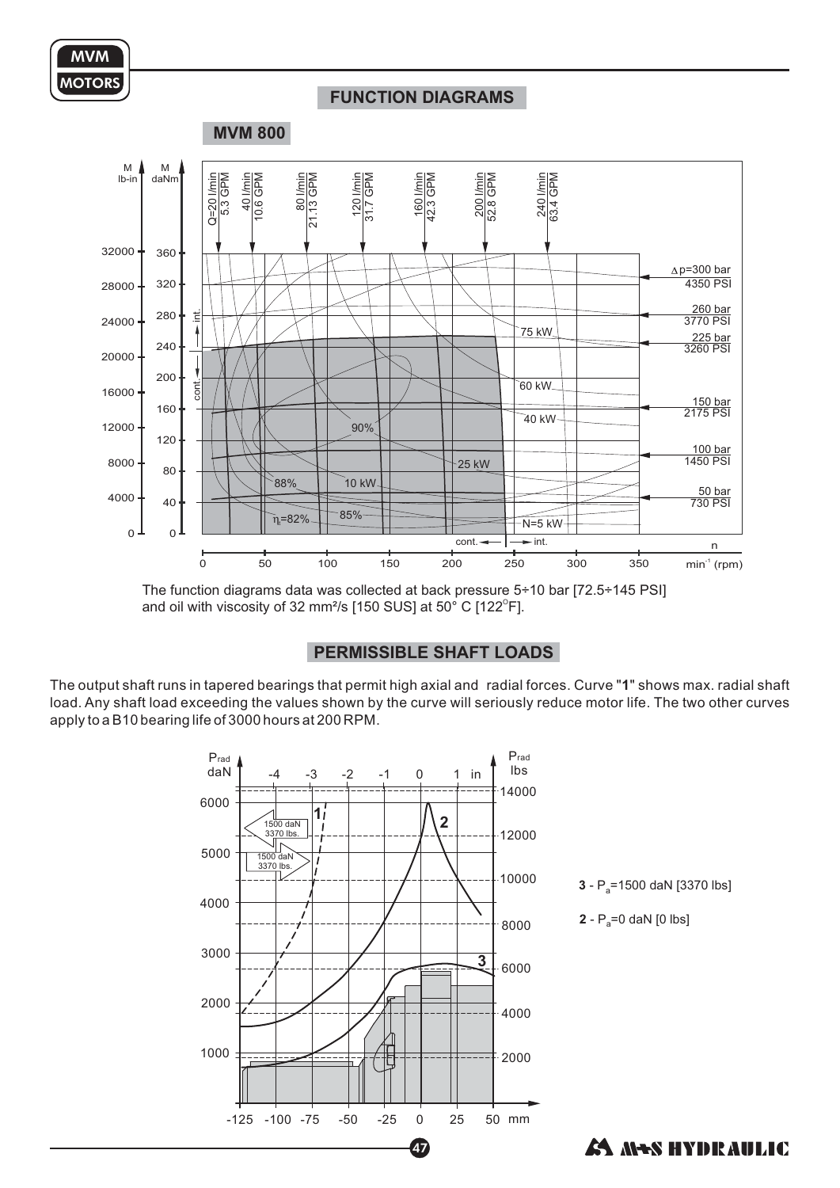## FUNCTION DIAGRAMS

### MVM 800

The function diagrams data was collected at back pressure 5÷10 bar [72.5÷145 PSI] and oil with viscosity of 32 mm²/s [150 SUS] at 50° C [122°F].

## PERMISSIBLE SHAFT LOADS

The output shaft runs in tapered bearings that permit high axial and radial forces. Curve "**1**" shows max. radial shaft load. Any shaft load exceeding the values shown by the curve will seriously reduce motor life. The two other curves apply to a B10 bearing life of 3000 hours at 200 RPM.

**3** - $P_a$=1500 daN [3370 lbs]

**2** - $P_a$=0 daN [0 lbs]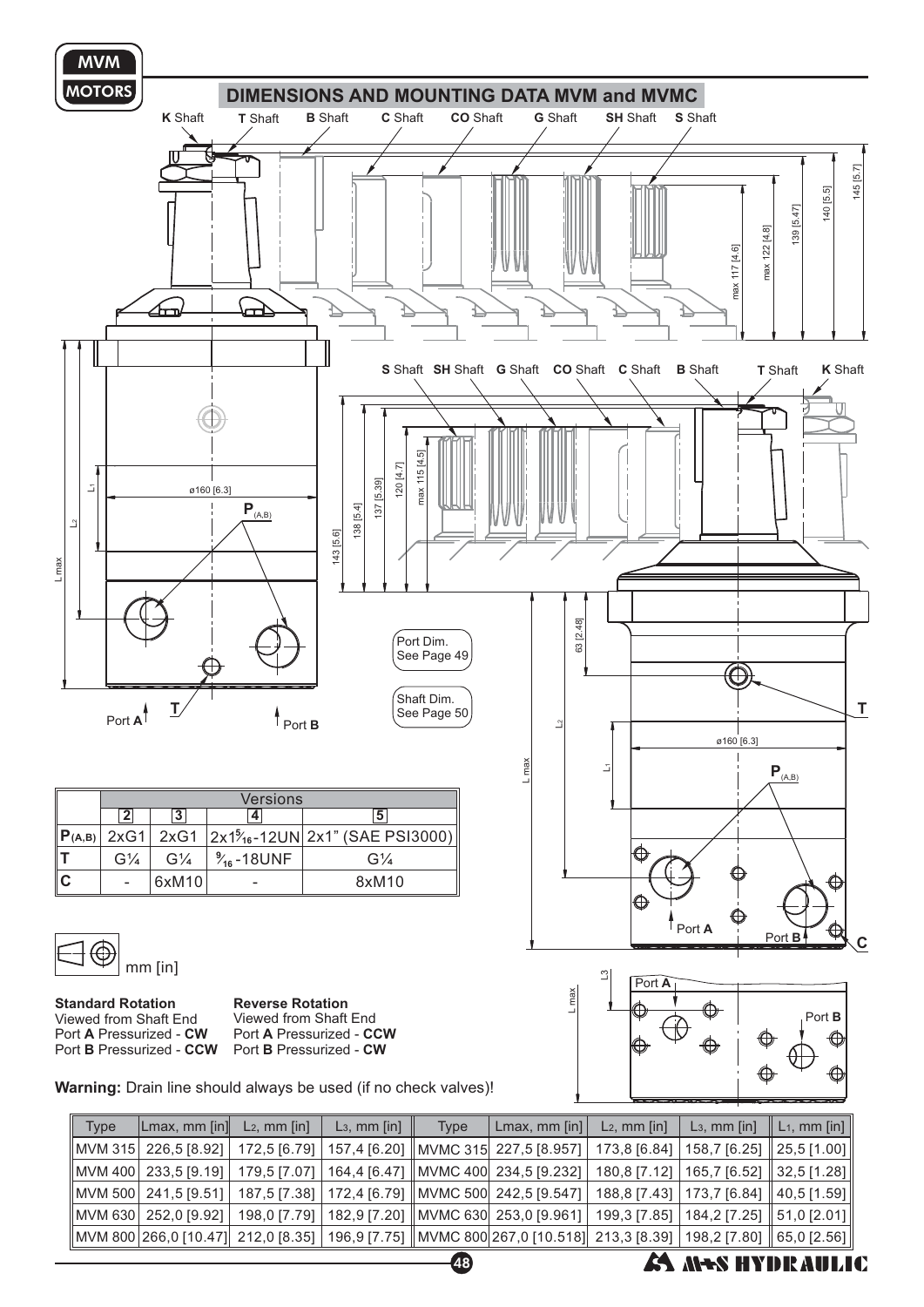# DIMENSIONS AND MOUNTING DATA MVM and MVMC

K Shaft T Shaft B Shaft C Shaft CO Shaft G Shaft SH Shaft S Shaft

Port Dim. See Page 49

Shaft Dim. See Page 50

| | Versions | | | |
|---|---|---|---|---|
| | 2 | 3 | 4 | 5 |
| P (A,B) | 2xG1 | 2xG1 | 2x1⁵⁄₁₆-12UN | 2x1" (SAE PSI3000) |
| T | G¼ | G¼ | ⁹⁄₁₆-18UNF | G¼ |
| C | - | 6xM10 | - | 8xM10 |

mm [in]

**Standard Rotation**
Viewed from Shaft End
Port **A** Pressurized - **CW**
Port **B** Pressurized - **CCW**

**Reverse Rotation**
Viewed from Shaft End
Port **A** Pressurized - **CCW**
Port **B** Pressurized - **CW**

**Warning:** Drain line should always be used (if no check valves)!

| Type | Lmax, mm [in] | $L_2$, mm [in] | $L_3$, mm [in] | Type | Lmax, mm [in] | $L_2$, mm [in] | $L_3$, mm [in] | $L_1$, mm [in] |
|---|---|---|---|---|---|---|---|---|
| MVM 315 | 226,5 [8.92] | 172,5 [6.79] | 157,4 [6.20] | MVMC 315 | 227,5 [8.957] | 173,8 [6.84] | 158,7 [6.25] | 25,5 [1.00] |
| MVM 400 | 233,5 [9.19] | 179,5 [7.07] | 164,4 [6.47] | MVMC 400 | 234,5 [9.232] | 180,8 [7.12] | 165,7 [6.52] | 32,5 [1.28] |
| MVM 500 | 241,5 [9.51] | 187,5 [7.38] | 172,4 [6.79] | MVMC 500 | 242,5 [9.547] | 188,8 [7.43] | 173,7 [6.84] | 40,5 [1.59] |
| MVM 630 | 252,0 [9.92] | 198,0 [7.79] | 182,9 [7.20] | MVMC 630 | 253,0 [9.961] | 199,3 [7.85] | 184,2 [7.25] | 51,0 [2.01] |
| MVM 800 | 266,0 [10.47] | 212,0 [8.35] | 196,9 [7.75] | MVMC 800 | 267,0 [10.518] | 213,3 [8.39] | 198,2 [7.80] | 65,0 [2.56] |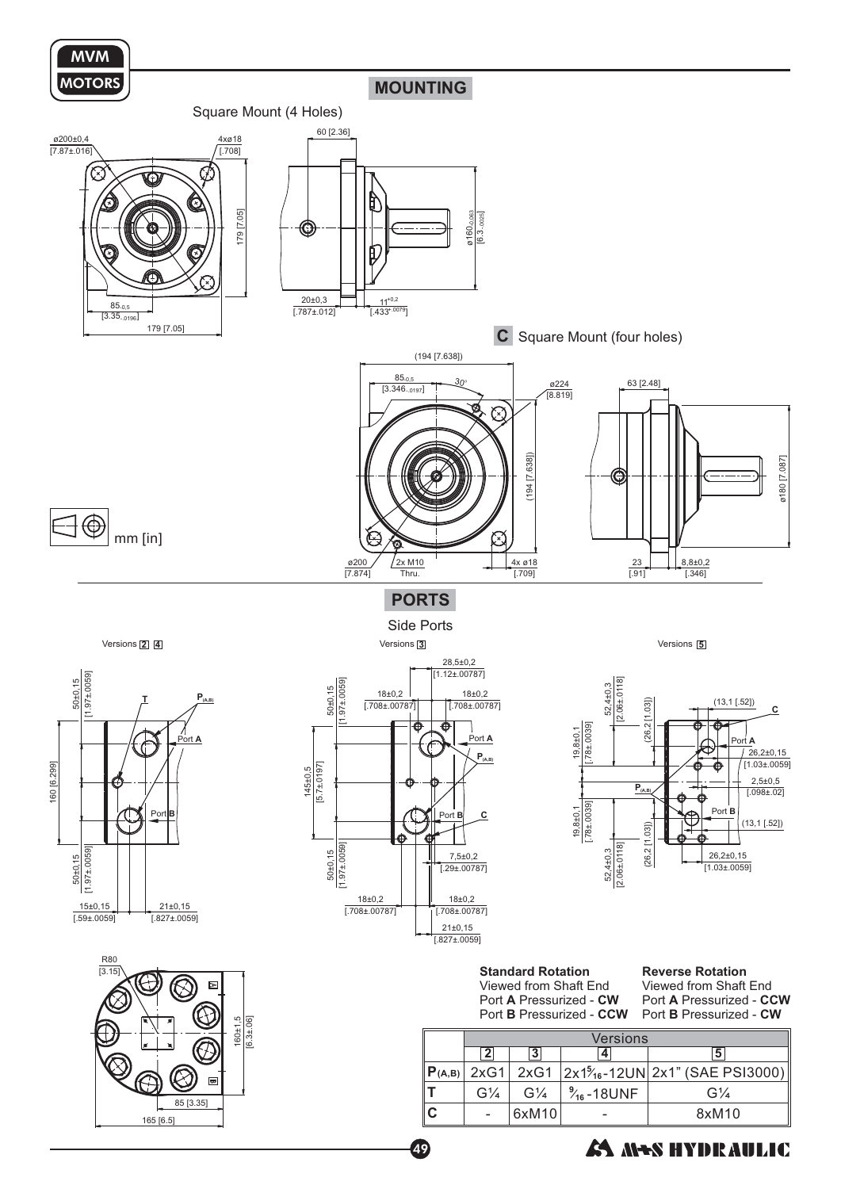## MOUNTING

Square Mount (4 Holes)

ø200±0,4 [7.87±.016]
4xø18 [.708]
60 [2.36]
179 [7.05]
ø160-0,063 [6.3-.0025]
85-0,5 [3.35-.0196]
179 [7.05]
20±0,3 [.787±.012]
11+0,2 [.433+.0079]

**C** Square Mount (four holes)

(194 [7.638])
85-0,5 [3.346-.0197]
30°
ø224 [8.819]
63 [2.48]
(194 [7.638])
ø180 [7.087]
ø200 [7.874]
2x M10 Thru.
4x ø18 [.709]
23 [.91]
8,8±0,2 [.346]

mm [in]

## PORTS

Side Ports

Versions **2** **4**

50±0,15 [1.97±.0059]
T
P(A,B)
Port A
160 [6.299]
Port B
50±0,15 [1.97±.0059]
15±0,15 [.59±.0059]
21±0,15 [.827±.0059]

Versions **3**

28,5±0,2 [1.12±.00787]
18±0,2 [.708±.00787]
18±0,2 [.708±.00787]
50±0,15 [1.97±.0059]
Port A
P(A,B)
145±0,5 [5.7±.0197]
Port B
C
7,5±0,2 [.29±.00787]
50±0,15 [1.97±.0059]
18±0,2 [.708±.00787]
18±0,2 [.708±.00787]
21±0,15 [.827±.0059]

Versions **5**

52,4±0,3 [2.06±.0118]
(26,2 [1.03])
(13,1 [.52])
C
19,8±0,1 [.78±.0039]
Port A
26,2±0,15 [1.03±.0059]
2,5±0,5 [.098±.02]
P(A,B)
Port B
(13,1 [.52])
19,8±0,1 [.78±.0039]
52,4±0,3 [2.06±.0118]
(26,2 [1.03])
26,2±0,15 [1.03±.0059]

R80 [3.15]
160±1,5 [6.3±.06]
85 [3.35]
165 [6.5]

**Standard Rotation**
Viewed from Shaft End
Port **A** Pressurized - **CW**
Port **B** Pressurized - **CCW**

**Reverse Rotation**
Viewed from Shaft End
Port **A** Pressurized - **CCW**
Port **B** Pressurized - **CW**

| | Versions | | | |
|---|---|---|---|---|
| | **2** | **3** | **4** | **5** |
| **P(A,B)** | 2xG1 | 2xG1 | 2x1⁵⁄₁₆-12UN | 2x1" (SAE PSI3000) |
| **T** | G¼ | G¼ | ⁹⁄₁₆-18UNF | G¼ |
| **C** | - | 6xM10 | - | 8xM10 |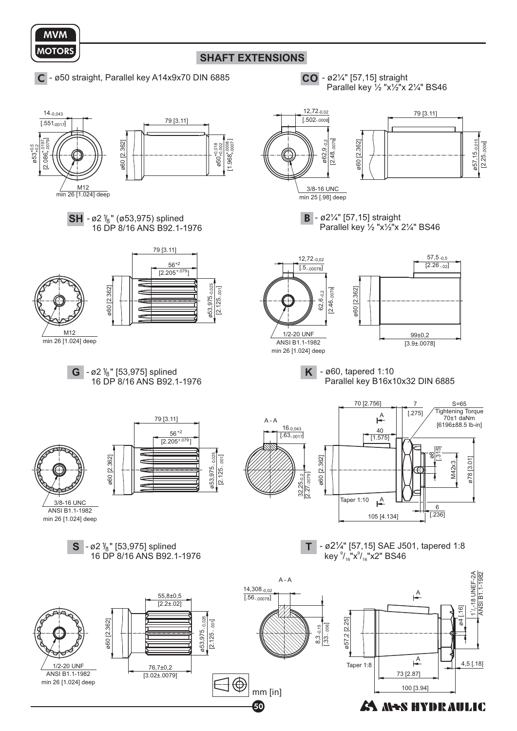## SHAFT EXTENSIONS

**C** - ø50 straight, Parallel key A14x9x70 DIN 6885

$14_{-0,043}$ [$.551_{-.0017}$]

ø$53^{+0,5}_{-0,2}$ [$2.086^{+.0197}_{-.0079}$]

M12 min 26 [1.024] deep

79 [3.11]

ø60 [2.362]

ø$50^{+0,018}_{+0,002}$ [$1.968^{+.0008}_{+.0007}$]

**CO** - ø2¼" [57,15] straight Parallel key ½ "x½"x 2¼" BS46

$12,72_{-0,02}$ [$.502_{-.0008}$]

ø$62,9_{-0,2}$ [$2.48_{-.0079}$]

3/8-16 UNC min 25 [.98] deep

79 [3.11]

ø60 [2.362]

ø$57,15_{-0,015}$ [$2.25_{-.0006}$]

**SH** - ø2 1/8" (ø53,975) splined 16 DP 8/16 ANS B92.1-1976

M12 min 26 [1.024] deep

79 [3.11]

$56^{+2}$ [$2.205^{+.079}$]

ø60 [2.362]

ø$53,975_{-0,025}$ [$2.125_{-.001}$]

**B** - ø2¼" [57,15] straight Parallel key ½ "x½"x 2¼" BS46

$12,72_{-0,02}$ [$.5_{-.00078}$]

$62,6_{-0,2}$ [$2.46_{-.0079}$]

1/2-20 UNF ANSI B1.1-1982 min 26 [1.024] deep

$57,5_{-0,5}$ [$2.26_{-.02}$]

ø60 [2.362]

99±0,2 [3.9±.0078]

**G** - ø2 1/8" [53,975] splined 16 DP 8/16 ANS B92.1-1976

3/8-16 UNC ANSI B1.1-1982 min 26 [1.024] deep

79 [3.11]

$56^{+2}$ [$2.205^{+.079}$]

ø60 [2.362]

ø$53,975_{-0,025}$ [$2.125_{-.001}$]

**K** - ø60, tapered 1:10 Parallel key B16x10x32 DIN 6885

A - A

$16_{-0,043}$ [$.63_{-.0017}$]

$32,25_{-0,2}$ [$2.27_{-.0079}$]

70 [2.756]

7 [.275]

S=65 Tightening Torque 70±1 daNm [6196±88.5 lb-in]

40 [1.575]

ø60 [2.362]

ø8 [.315]

M42x3

ø78 [3.01]

Taper 1:10

6 [.236]

105 [4.134]

**S** - ø2 1/8" [53,975] splined 16 DP 8/16 ANS B92.1-1976

1/2-20 UNF ANSI B1.1-1982 min 26 [1.024] deep

55,8±0,5 [2.2±.02]

ø60 [2.362]

ø$53,975_{-0,025}$ [$2.125_{-.001}$]

76,7±0,2 [3.02±.0079]

**T** - ø2¼" [57,15] SAE J501, tapered 1:8 key 9/16"x9/16"x2" BS46

A - A

$14,308_{-0,02}$ [$.56_{-.00078}$]

$8,3_{-0,15}$ [$.33_{-.006}$]

ø57,2 [2.25]

ø4 [.16]

1 1/2-18 UNEF-2A ANSI B1.1-1982

Taper 1:8

4,5 [.18]

73 [2.87]

100 [3.94]

mm [in]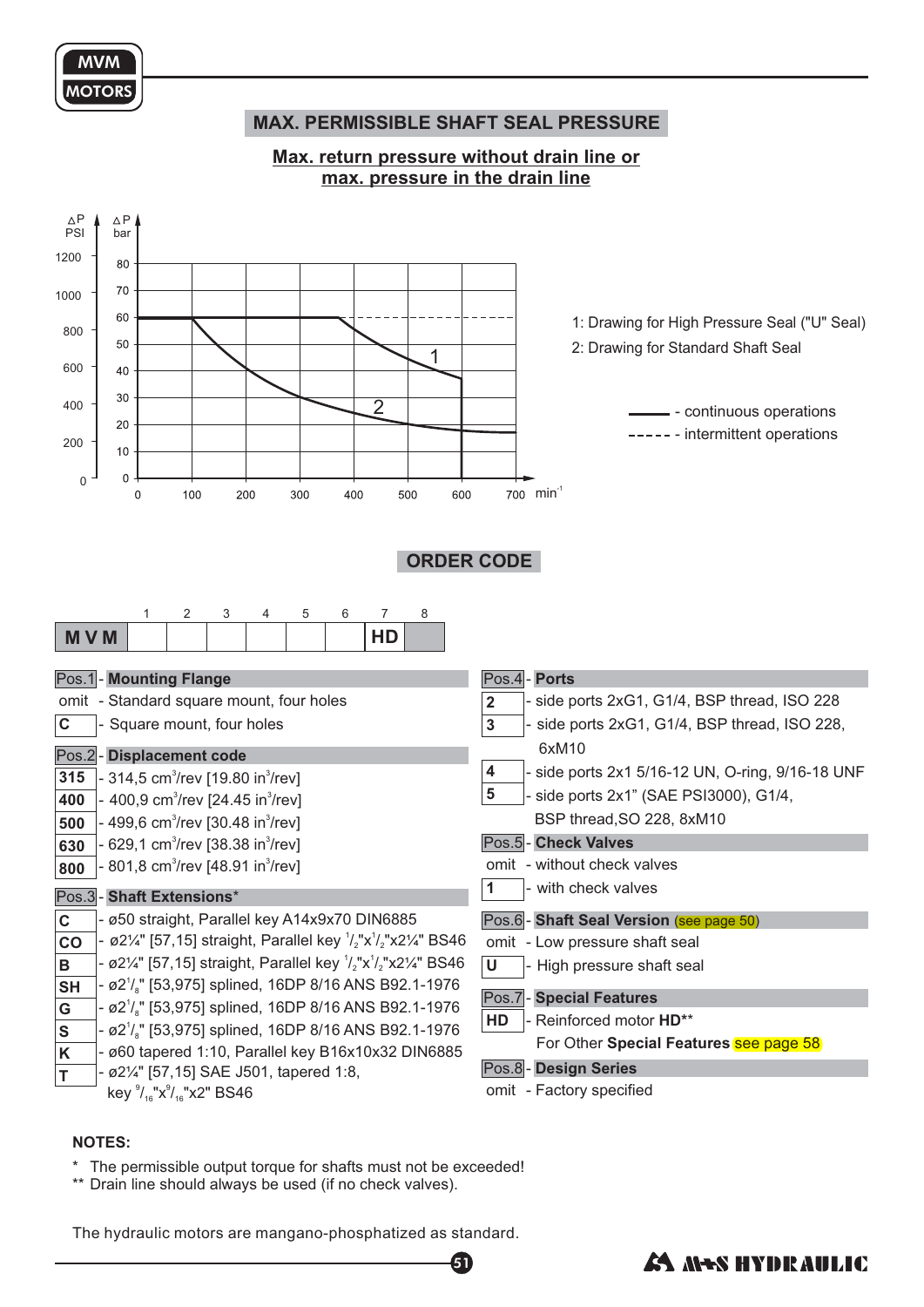## MAX. PERMISSIBLE SHAFT SEAL PRESSURE

**Max. return pressure without drain line or max. pressure in the drain line**

ΔP PSI
ΔP bar

1200
1000
800
600
400
200
0

80
70
60
50
40
30
20
10
0

0 100 200 300 400 500 600 700 min⁻¹

1
2

1: Drawing for High Pressure Seal ("U" Seal)
2: Drawing for Standard Shaft Seal

- continuous operations
- intermittent operations

## ORDER CODE

| | 1 | 2 | 3 | 4 | 5 | 6 | 7 | 8 |
|---|---|---|---|---|---|---|---|---|
| **M V M** | | | | | | | **HD** | |

**Pos.1 - Mounting Flange**

omit - Standard square mount, four holes

**C** - Square mount, four holes

**Pos.2 - Displacement code**

**315** - 314,5 cm³/rev [19.80 in³/rev]

**400** - 400,9 cm³/rev [24.45 in³/rev]

**500** - 499,6 cm³/rev [30.48 in³/rev]

**630** - 629,1 cm³/rev [38.38 in³/rev]

**800** - 801,8 cm³/rev [48.91 in³/rev]

**Pos.3 - Shaft Extensions***

**C** - ø50 straight, Parallel key A14x9x70 DIN6885

**CO** - ø2¼" [57,15] straight, Parallel key ½"x½"x2¼" BS46

**B** - ø2¼" [57,15] straight, Parallel key ½"x½"x2¼" BS46

**SH** - ø2⅛" [53,975] splined, 16DP 8/16 ANS B92.1-1976

**G** - ø2⅛" [53,975] splined, 16DP 8/16 ANS B92.1-1976

**S** - ø2⅛" [53,975] splined, 16DP 8/16 ANS B92.1-1976

**K** - ø60 tapered 1:10, Parallel key B16x10x32 DIN6885

**T** - ø2¼" [57,15] SAE J501, tapered 1:8, key 9/16"x9/16"x2" BS46

**Pos.4 - Ports**

**2** - side ports 2xG1, G1/4, BSP thread, ISO 228

**3** - side ports 2xG1, G1/4, BSP thread, ISO 228, 6xM10

**4** - side ports 2x1 5/16-12 UN, O-ring, 9/16-18 UNF

**5** - side ports 2x1" (SAE PSI3000), G1/4, BSP thread,SO 228, 8xM10

**Pos.5 - Check Valves**

omit - without check valves

**1** - with check valves

**Pos.6 - Shaft Seal Version** (see page 50)

omit - Low pressure shaft seal

**U** - High pressure shaft seal

**Pos.7 - Special Features**

**HD** - Reinforced motor **HD****

For Other **Special Features** see page 58

**Pos.8 - Design Series**

omit - Factory specified

**NOTES:**

\* The permissible output torque for shafts must not be exceeded!

** Drain line should always be used (if no check valves).

The hydraulic motors are mangano-phosphatized as standard.